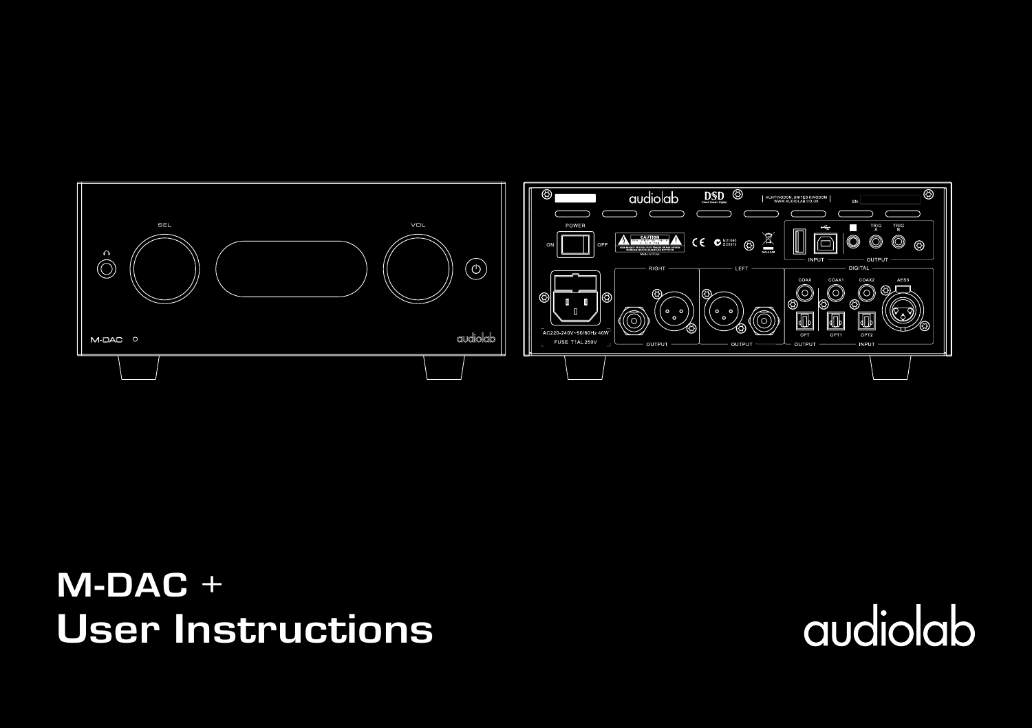# M-DAC +
# User Instructions

audiolab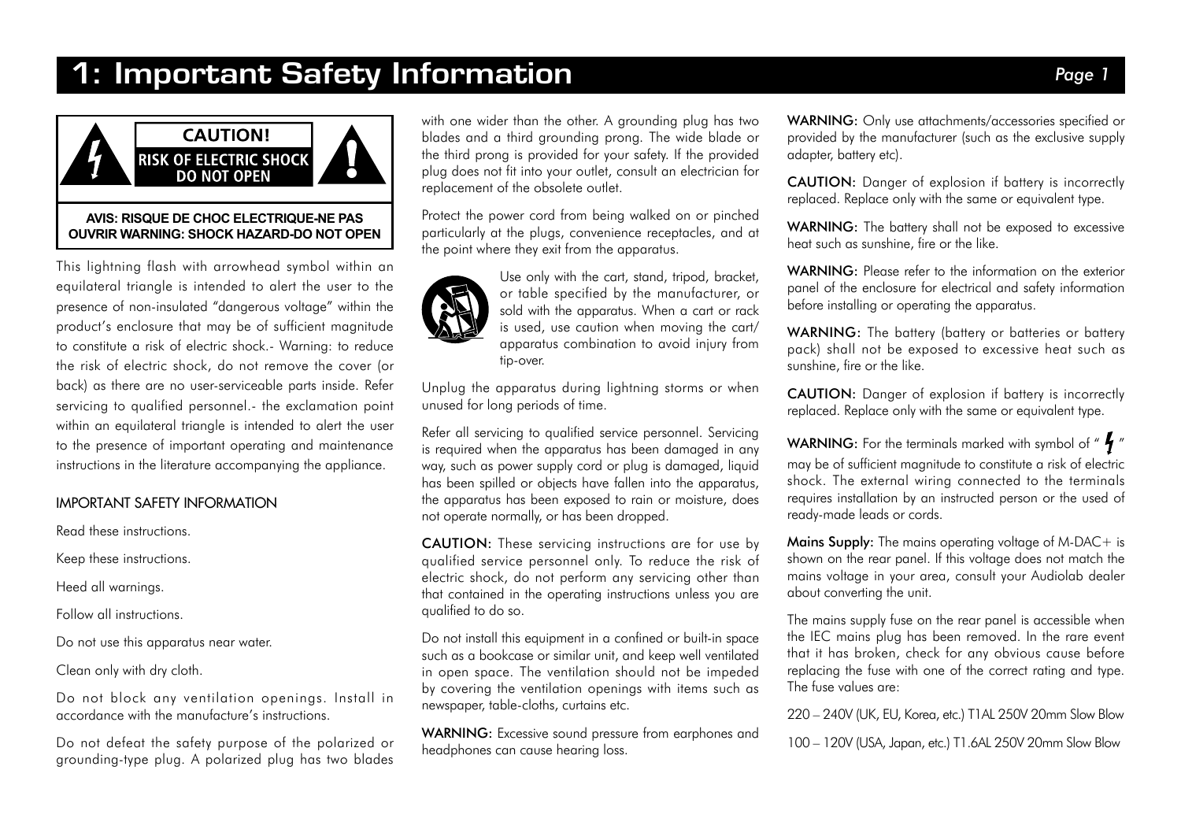# 1: Important Safety Information

**CAUTION!**
**RISK OF ELECTRIC SHOCK DO NOT OPEN**

**AVIS: RISQUE DE CHOC ELECTRIQUE-NE PAS OUVRIR WARNING: SHOCK HAZARD-DO NOT OPEN**

This lightning flash with arrowhead symbol within an equilateral triangle is intended to alert the user to the presence of non-insulated "dangerous voltage" within the product's enclosure that may be of sufficient magnitude to constitute a risk of electric shock.- Warning: to reduce the risk of electric shock, do not remove the cover (or back) as there are no user-serviceable parts inside. Refer servicing to qualified personnel.- the exclamation point within an equilateral triangle is intended to alert the user to the presence of important operating and maintenance instructions in the literature accompanying the appliance.

IMPORTANT SAFETY INFORMATION

Read these instructions.

Keep these instructions.

Heed all warnings.

Follow all instructions.

Do not use this apparatus near water.

Clean only with dry cloth.

Do not block any ventilation openings. Install in accordance with the manufacture's instructions.

Do not defeat the safety purpose of the polarized or grounding-type plug. A polarized plug has two blades with one wider than the other. A grounding plug has two blades and a third grounding prong. The wide blade or the third prong is provided for your safety. If the provided plug does not fit into your outlet, consult an electrician for replacement of the obsolete outlet.

Protect the power cord from being walked on or pinched particularly at the plugs, convenience receptacles, and at the point where they exit from the apparatus.

Use only with the cart, stand, tripod, bracket, or table specified by the manufacturer, or sold with the apparatus. When a cart or rack is used, use caution when moving the cart/apparatus combination to avoid injury from tip-over.

Unplug the apparatus during lightning storms or when unused for long periods of time.

Refer all servicing to qualified service personnel. Servicing is required when the apparatus has been damaged in any way, such as power supply cord or plug is damaged, liquid has been spilled or objects have fallen into the apparatus, the apparatus has been exposed to rain or moisture, does not operate normally, or has been dropped.

**CAUTION:** These servicing instructions are for use by qualified service personnel only. To reduce the risk of electric shock, do not perform any servicing other than that contained in the operating instructions unless you are qualified to do so.

Do not install this equipment in a confined or built-in space such as a bookcase or similar unit, and keep well ventilated in open space. The ventilation should not be impeded by covering the ventilation openings with items such as newspaper, table-cloths, curtains etc.

**WARNING:** Excessive sound pressure from earphones and headphones can cause hearing loss.

**WARNING:** Only use attachments/accessories specified or provided by the manufacturer (such as the exclusive supply adapter, battery etc).

**CAUTION:** Danger of explosion if battery is incorrectly replaced. Replace only with the same or equivalent type.

**WARNING:** The battery shall not be exposed to excessive heat such as sunshine, fire or the like.

**WARNING:** Please refer to the information on the exterior panel of the enclosure for electrical and safety information before installing or operating the apparatus.

**WARNING:** The battery (battery or batteries or battery pack) shall not be exposed to excessive heat such as sunshine, fire or the like.

**CAUTION:** Danger of explosion if battery is incorrectly replaced. Replace only with the same or equivalent type.

**WARNING:** For the terminals marked with symbol of " ϟ " may be of sufficient magnitude to constitute a risk of electric shock. The external wiring connected to the terminals requires installation by an instructed person or the used of ready-made leads or cords.

**Mains Supply:** The mains operating voltage of M-DAC+ is shown on the rear panel. If this voltage does not match the mains voltage in your area, consult your Audiolab dealer about converting the unit.

The mains supply fuse on the rear panel is accessible when the IEC mains plug has been removed. In the rare event that it has broken, check for any obvious cause before replacing the fuse with one of the correct rating and type. The fuse values are:

220 – 240V (UK, EU, Korea, etc.) T1AL 250V 20mm Slow Blow

100 – 120V (USA, Japan, etc.) T1.6AL 250V 20mm Slow Blow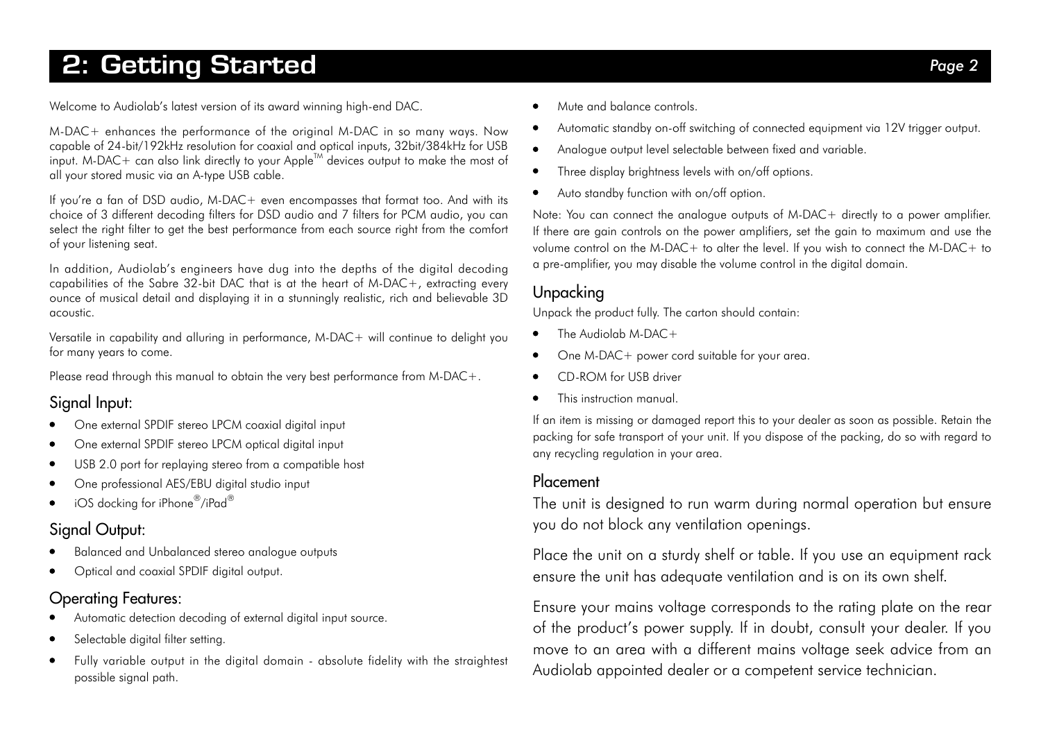# 2: Getting Started

Welcome to Audiolab's latest version of its award winning high-end DAC.

M-DAC+ enhances the performance of the original M-DAC in so many ways. Now capable of 24-bit/192kHz resolution for coaxial and optical inputs, 32bit/384kHz for USB input. M-DAC+ can also link directly to your Apple™ devices output to make the most of all your stored music via an A-type USB cable.

If you're a fan of DSD audio, M-DAC+ even encompasses that format too. And with its choice of 3 different decoding filters for DSD audio and 7 filters for PCM audio, you can select the right filter to get the best performance from each source right from the comfort of your listening seat.

In addition, Audiolab's engineers have dug into the depths of the digital decoding capabilities of the Sabre 32-bit DAC that is at the heart of M-DAC+, extracting every ounce of musical detail and displaying it in a stunningly realistic, rich and believable 3D acoustic.

Versatile in capability and alluring in performance, M-DAC+ will continue to delight you for many years to come.

Please read through this manual to obtain the very best performance from M-DAC+.

## Signal Input:

- One external SPDIF stereo LPCM coaxial digital input
- One external SPDIF stereo LPCM optical digital input
- USB 2.0 port for replaying stereo from a compatible host
- One professional AES/EBU digital studio input
- iOS docking for iPhone®/iPad®

## Signal Output:

- Balanced and Unbalanced stereo analogue outputs
- Optical and coaxial SPDIF digital output.

## Operating Features:

- Automatic detection decoding of external digital input source.
- Selectable digital filter setting.
- Fully variable output in the digital domain - absolute fidelity with the straightest possible signal path.
- Mute and balance controls.
- Automatic standby on-off switching of connected equipment via 12V trigger output.
- Analogue output level selectable between fixed and variable.
- Three display brightness levels with on/off options.
- Auto standby function with on/off option.

Note: You can connect the analogue outputs of M-DAC+ directly to a power amplifier. If there are gain controls on the power amplifiers, set the gain to maximum and use the volume control on the M-DAC+ to alter the level. If you wish to connect the M-DAC+ to a pre-amplifier, you may disable the volume control in the digital domain.

## Unpacking

Unpack the product fully. The carton should contain:

- The Audiolab M-DAC+
- One M-DAC+ power cord suitable for your area.
- CD-ROM for USB driver
- This instruction manual.

If an item is missing or damaged report this to your dealer as soon as possible. Retain the packing for safe transport of your unit. If you dispose of the packing, do so with regard to any recycling regulation in your area.

## Placement

The unit is designed to run warm during normal operation but ensure you do not block any ventilation openings.

Place the unit on a sturdy shelf or table. If you use an equipment rack ensure the unit has adequate ventilation and is on its own shelf.

Ensure your mains voltage corresponds to the rating plate on the rear of the product's power supply. If in doubt, consult your dealer. If you move to an area with a different mains voltage seek advice from an Audiolab appointed dealer or a competent service technician.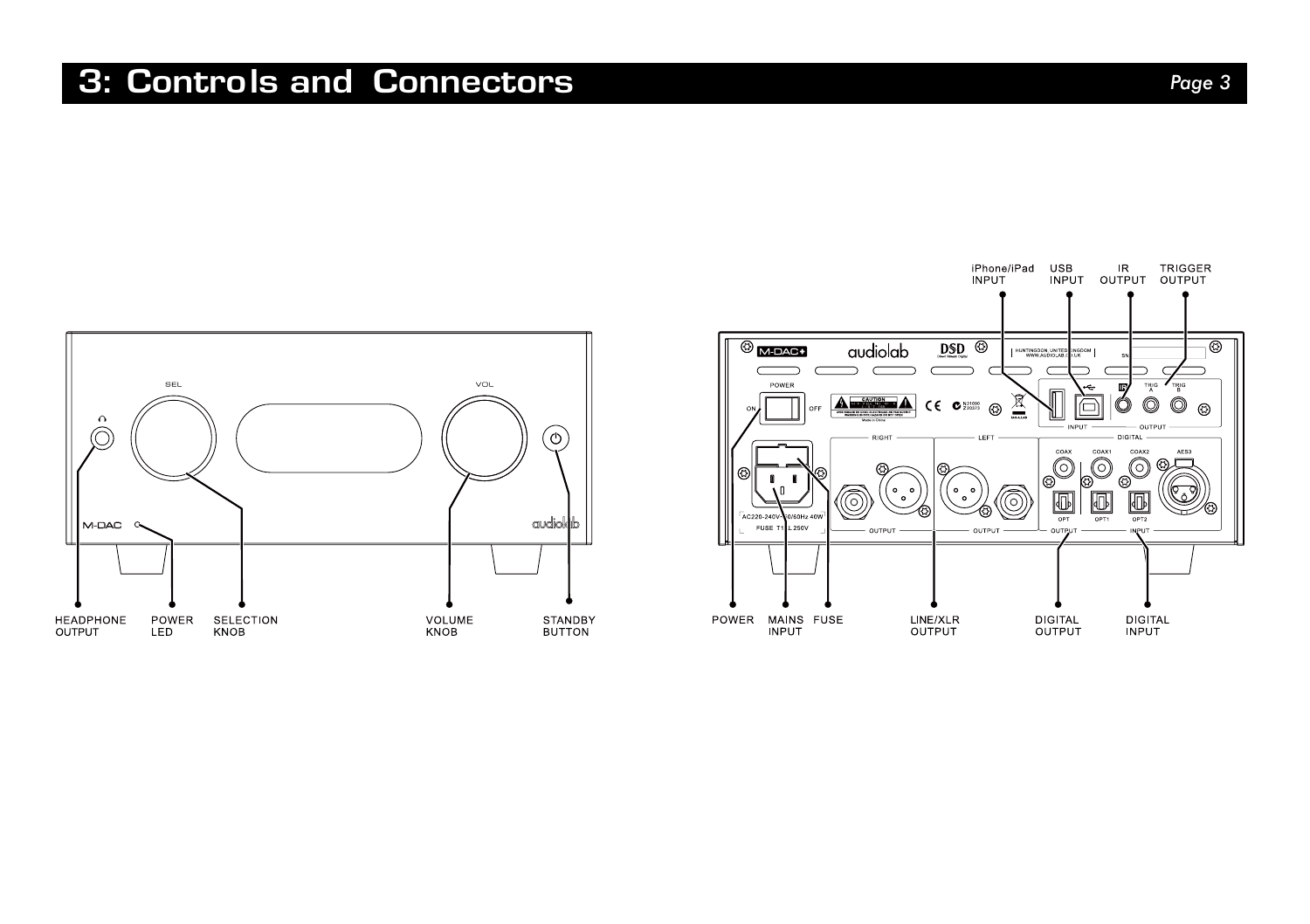# 3: Controls and Connectors

iPhone/iPad INPUT

USB INPUT

IR OUTPUT

TRIGGER OUTPUT

HEADPHONE OUTPUT

POWER LED

SELECTION KNOB

VOLUME KNOB

STANDBY BUTTON

POWER

MAINS INPUT

FUSE

LINE/XLR OUTPUT

DIGITAL OUTPUT

DIGITAL INPUT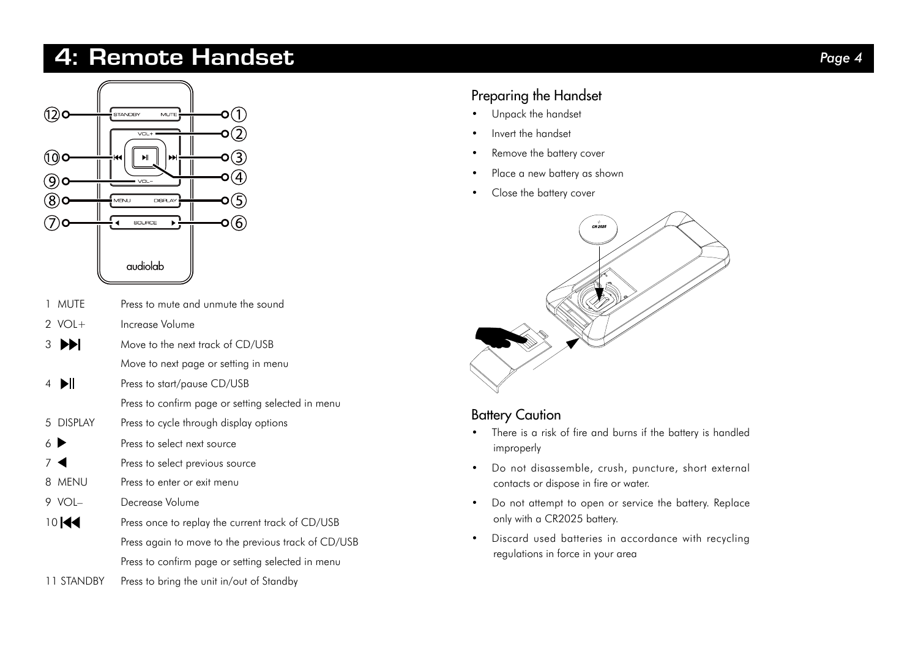# 4: Remote Handset

| | |
|---|---|
| 1 MUTE | Press to mute and unmute the sound |
| 2 VOL+ | Increase Volume |
| 3 ⏭ | Move to the next track of CD/USB |
| | Move to next page or setting in menu |
| 4 ⏯ | Press to start/pause CD/USB |
| | Press to confirm page or setting selected in menu |
| 5 DISPLAY | Press to cycle through display options |
| 6 ▶ | Press to select next source |
| 7 ◀ | Press to select previous source |
| 8 MENU | Press to enter or exit menu |
| 9 VOL– | Decrease Volume |
| 10 ⏮ | Press once to replay the current track of CD/USB |
| | Press again to move to the previous track of CD/USB |
| | Press to confirm page or setting selected in menu |
| 11 STANDBY | Press to bring the unit in/out of Standby |

## Preparing the Handset

- Unpack the handset
- Invert the handset
- Remove the battery cover
- Place a new battery as shown
- Close the battery cover

## Battery Caution

- There is a risk of fire and burns if the battery is handled improperly
- Do not disassemble, crush, puncture, short external contacts or dispose in fire or water.
- Do not attempt to open or service the battery. Replace only with a CR2025 battery.
- Discard used batteries in accordance with recycling regulations in force in your area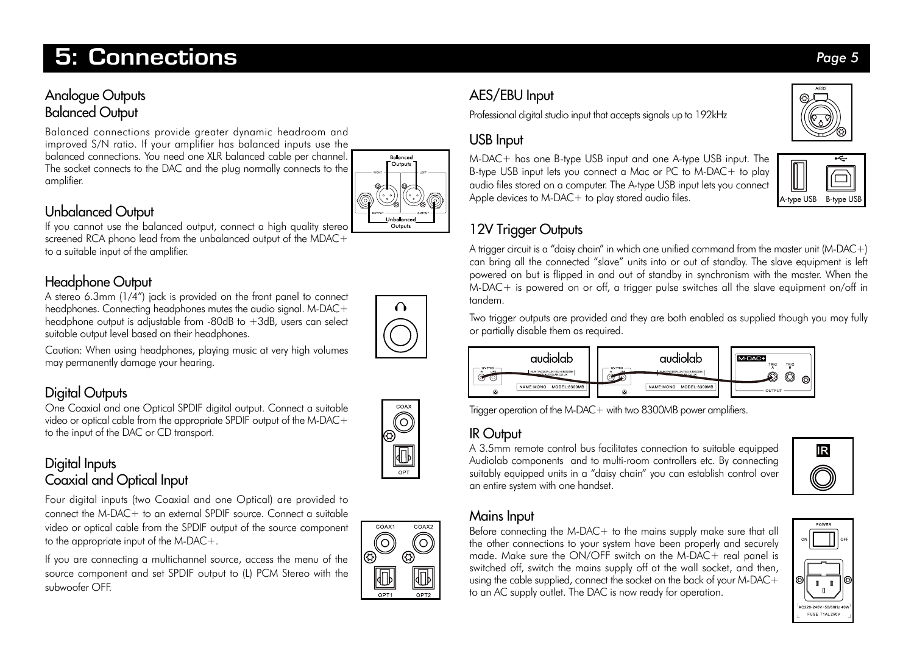# 5: Connections

## Analogue Outputs
## Balanced Output

Balanced connections provide greater dynamic headroom and improved S/N ratio. If your amplifier has balanced inputs use the balanced connections. You need one XLR balanced cable per channel. The socket connects to the DAC and the plug normally connects to the amplifier.

## Unbalanced Output

If you cannot use the balanced output, connect a high quality stereo screened RCA phono lead from the unbalanced output of the MDAC+ to a suitable input of the amplifier.

## Headphone Output

A stereo 6.3mm (1/4") jack is provided on the front panel to connect headphones. Connecting headphones mutes the audio signal. M-DAC+ headphone output is adjustable from -80dB to +3dB, users can select suitable output level based on their headphones.

Caution: When using headphones, playing music at very high volumes may permanently damage your hearing.

## Digital Outputs

One Coaxial and one Optical SPDIF digital output. Connect a suitable video or optical cable from the appropriate SPDIF output of the M-DAC+ to the input of the DAC or CD transport.

## Digital Inputs
## Coaxial and Optical Input

Four digital inputs (two Coaxial and one Optical) are provided to connect the M-DAC+ to an external SPDIF source. Connect a suitable video or optical cable from the SPDIF output of the source component to the appropriate input of the M-DAC+.

If you are connecting a multichannel source, access the menu of the source component and set SPDIF output to (L) PCM Stereo with the subwoofer OFF.

## AES/EBU Input

Professional digital studio input that accepts signals up to 192kHz

## USB Input

M-DAC+ has one B-type USB input and one A-type USB input. The B-type USB input lets you connect a Mac or PC to M-DAC+ to play audio files stored on a computer. The A-type USB input lets you connect Apple devices to M-DAC+ to play stored audio files.

## 12V Trigger Outputs

A trigger circuit is a "daisy chain" in which one unified command from the master unit (M-DAC+) can bring all the connected "slave" units into or out of standby. The slave equipment is left powered on but is flipped in and out of standby in synchronism with the master. When the M-DAC+ is powered on or off, a trigger pulse switches all the slave equipment on/off in tandem.

Two trigger outputs are provided and they are both enabled as supplied though you may fully or partially disable them as required.

Trigger operation of the M-DAC+ with two 8300MB power amplifiers.

## IR Output

A 3.5mm remote control bus facilitates connection to suitable equipped Audiolab components and to multi-room controllers etc. By connecting suitably equipped units in a "daisy chain" you can establish control over an entire system with one handset.

## Mains Input

Before connecting the M-DAC+ to the mains supply make sure that all the other connections to your system have been properly and securely made. Make sure the ON/OFF switch on the M-DAC+ real panel is switched off, switch the mains supply off at the wall socket, and then, using the cable supplied, connect the socket on the back of your M-DAC+ to an AC supply outlet. The DAC is now ready for operation.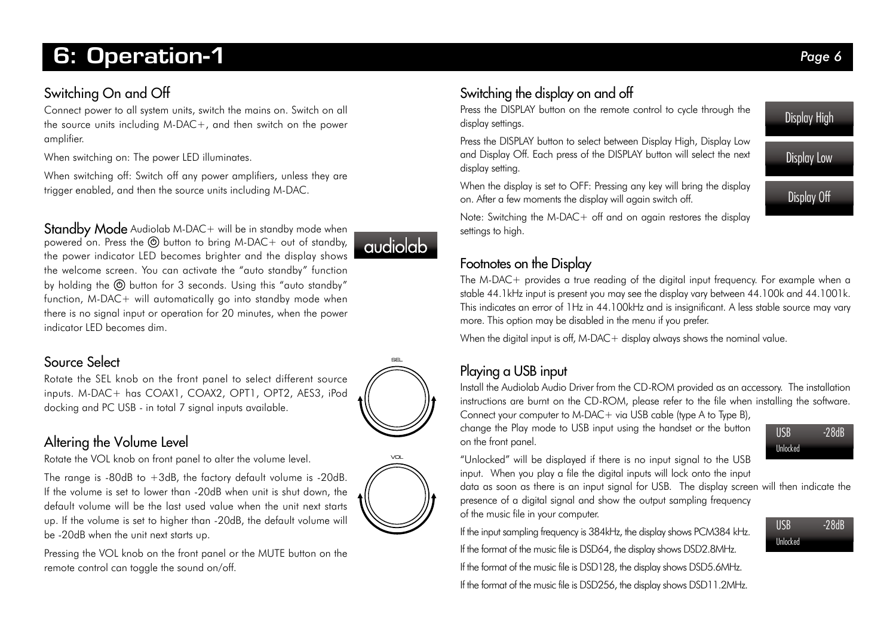# 6: Operation-1

## Switching On and Off

Connect power to all system units, switch the mains on. Switch on all the source units including M-DAC+, and then switch on the power amplifier.

When switching on: The power LED illuminates.

When switching off: Switch off any power amplifiers, unless they are trigger enabled, and then the source units including M-DAC.

**Standby Mode** Audiolab M-DAC+ will be in standby mode when powered on. Press the ⏻ button to bring M-DAC+ out of standby, the power indicator LED becomes brighter and the display shows the welcome screen. You can activate the "auto standby" function by holding the ⏻ button for 3 seconds. Using this "auto standby" function, M-DAC+ will automatically go into standby mode when there is no signal input or operation for 20 minutes, when the power indicator LED becomes dim.

audiolab

## Source Select

Rotate the SEL knob on the front panel to select different source inputs. M-DAC+ has COAX1, COAX2, OPT1, OPT2, AES3, iPod docking and PC USB - in total 7 signal inputs available.

SEL

## Altering the Volume Level

Rotate the VOL knob on front panel to alter the volume level.

The range is -80dB to +3dB, the factory default volume is -20dB. If the volume is set to lower than -20dB when unit is shut down, the default volume will be the last used value when the unit next starts up. If the volume is set to higher than -20dB, the default volume will be -20dB when the unit next starts up.

Pressing the VOL knob on the front panel or the MUTE button on the remote control can toggle the sound on/off.

VOL

## Switching the display on and off

Press the DISPLAY button on the remote control to cycle through the display settings.

Press the DISPLAY button to select between Display High, Display Low and Display Off. Each press of the DISPLAY button will select the next display setting.

When the display is set to OFF: Pressing any key will bring the display on. After a few moments the display will again switch off.

Note: Switching the M-DAC+ off and on again restores the display settings to high.

Display High

Display Low

Display Off

## Footnotes on the Display

The M-DAC+ provides a true reading of the digital input frequency. For example when a stable 44.1kHz input is present you may see the display vary between 44.100k and 44.1001k. This indicates an error of 1Hz in 44.100kHz and is insignificant. A less stable source may vary more. This option may be disabled in the menu if you prefer.

When the digital input is off, M-DAC+ display always shows the nominal value.

## Playing a USB input

Install the Audiolab Audio Driver from the CD-ROM provided as an accessory. The installation instructions are burnt on the CD-ROM, please refer to the file when installing the software. Connect your computer to M-DAC+ via USB cable (type A to Type B), change the Play mode to USB input using the handset or the button on the front panel.

USB -28dB
Unlocked

"Unlocked" will be displayed if there is no input signal to the USB input. When you play a file the digital inputs will lock onto the input data as soon as there is an input signal for USB. The display screen will then indicate the presence of a digital signal and show the output sampling frequency of the music file in your computer.

USB -28dB
Unlocked

If the input sampling frequency is 384kHz, the display shows PCM384 kHz.

If the format of the music file is DSD64, the display shows DSD2.8MHz.

If the format of the music file is DSD128, the display shows DSD5.6MHz.

If the format of the music file is DSD256, the display shows DSD11.2MHz.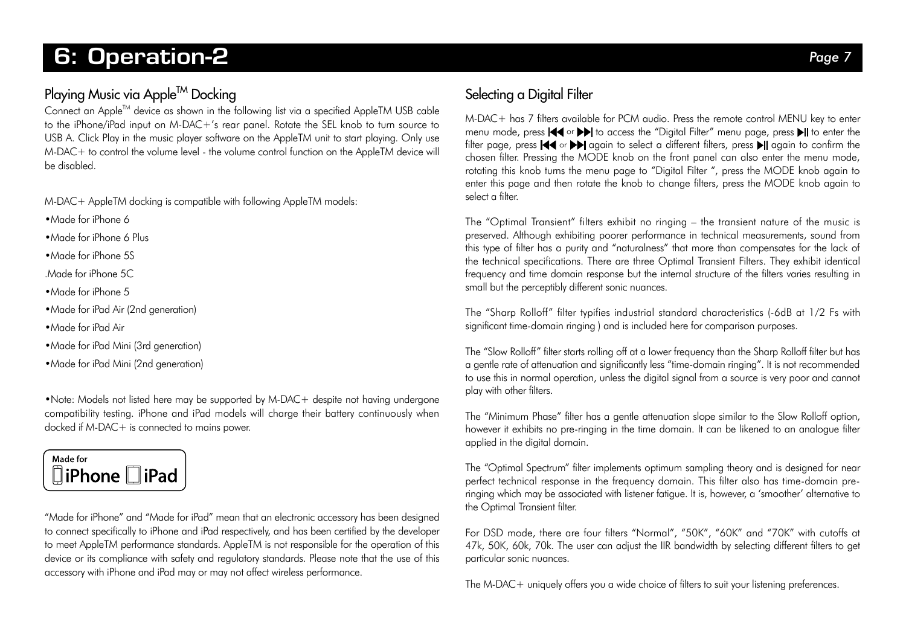# 6: Operation-2

## Playing Music via Apple™ Docking

Connect an Apple™ device as shown in the following list via a specified AppleTM USB cable to the iPhone/iPad input on M-DAC+'s rear panel. Rotate the SEL knob to turn source to USB A. Click Play in the music player software on the AppleTM unit to start playing. Only use M-DAC+ to control the volume level - the volume control function on the AppleTM device will be disabled.

M-DAC+ AppleTM docking is compatible with following AppleTM models:

•Made for iPhone 6

•Made for iPhone 6 Plus

•Made for iPhone 5S

.Made for iPhone 5C

•Made for iPhone 5

•Made for iPad Air (2nd generation)

•Made for iPad Air

•Made for iPad Mini (3rd generation)

•Made for iPad Mini (2nd generation)

•Note: Models not listed here may be supported by M-DAC+ despite not having undergone compatibility testing. iPhone and iPad models will charge their battery continuously when docked if M-DAC+ is connected to mains power.

Made for iPhone iPad

"Made for iPhone" and "Made for iPad" mean that an electronic accessory has been designed to connect specifically to iPhone and iPad respectively, and has been certified by the developer to meet AppleTM performance standards. AppleTM is not responsible for the operation of this device or its compliance with safety and regulatory standards. Please note that the use of this accessory with iPhone and iPad may or may not affect wireless performance.

## Selecting a Digital Filter

M-DAC+ has 7 filters available for PCM audio. Press the remote control MENU key to enter menu mode, press ⏮ or ⏭ to access the "Digital Filter" menu page, press ⏯ to enter the filter page, press ⏮ or ⏭ again to select a different filters, press ⏯ again to confirm the chosen filter. Pressing the MODE knob on the front panel can also enter the menu mode, rotating this knob turns the menu page to "Digital Filter ", press the MODE knob again to enter this page and then rotate the knob to change filters, press the MODE knob again to select a filter.

The "Optimal Transient" filters exhibit no ringing – the transient nature of the music is preserved. Although exhibiting poorer performance in technical measurements, sound from this type of filter has a purity and "naturalness" that more than compensates for the lack of the technical specifications. There are three Optimal Transient Filters. They exhibit identical frequency and time domain response but the internal structure of the filters varies resulting in small but the perceptibly different sonic nuances.

The "Sharp Rolloff" filter typifies industrial standard characteristics (-6dB at 1/2 Fs with significant time-domain ringing ) and is included here for comparison purposes.

The "Slow Rolloff" filter starts rolling off at a lower frequency than the Sharp Rolloff filter but has a gentle rate of attenuation and significantly less "time-domain ringing". It is not recommended to use this in normal operation, unless the digital signal from a source is very poor and cannot play with other filters.

The "Minimum Phase" filter has a gentle attenuation slope similar to the Slow Rolloff option, however it exhibits no pre-ringing in the time domain. It can be likened to an analogue filter applied in the digital domain.

The "Optimal Spectrum" filter implements optimum sampling theory and is designed for near perfect technical response in the frequency domain. This filter also has time-domain pre-ringing which may be associated with listener fatigue. It is, however, a 'smoother' alternative to the Optimal Transient filter.

For DSD mode, there are four filters "Normal", "50K", "60K" and "70K" with cutoffs at 47k, 50K, 60k, 70k. The user can adjust the IIR bandwidth by selecting different filters to get particular sonic nuances.

The M-DAC+ uniquely offers you a wide choice of filters to suit your listening preferences.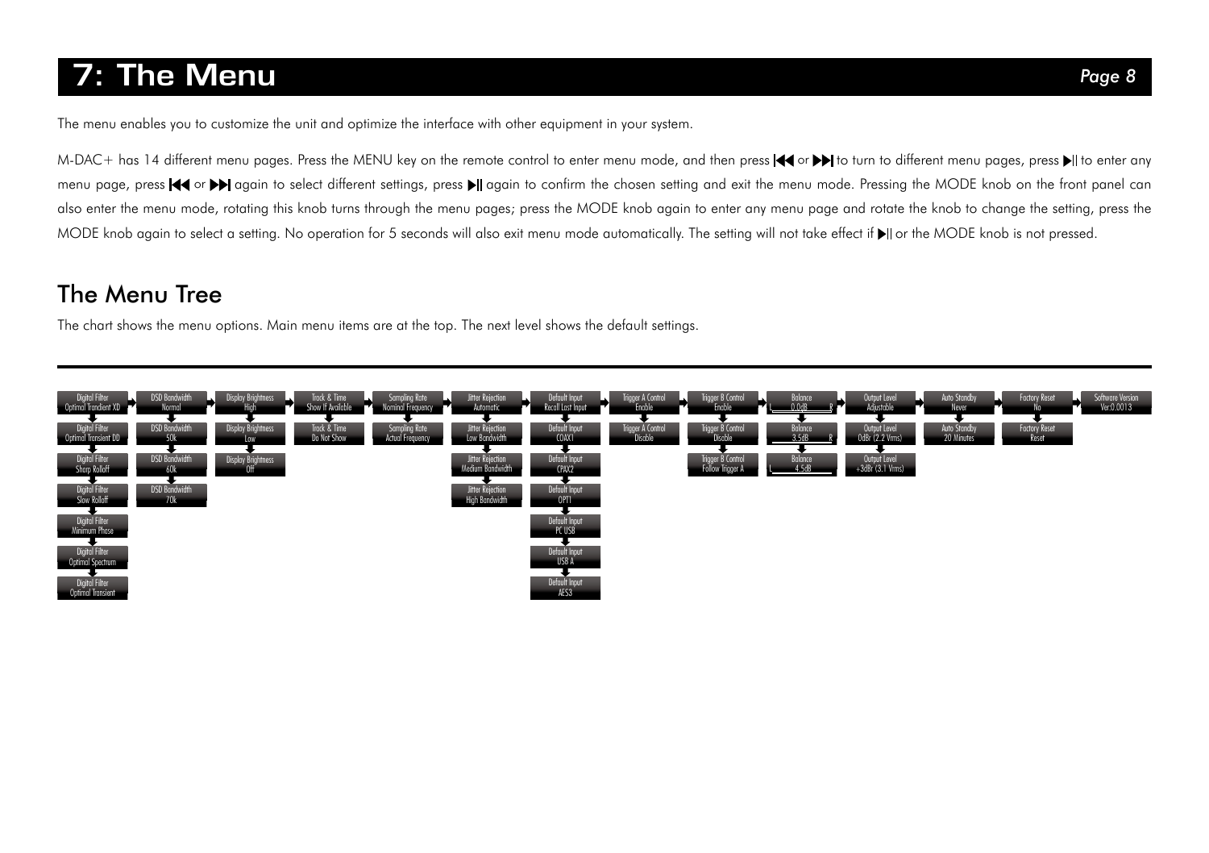# 7: The Menu

The menu enables you to customize the unit and optimize the interface with other equipment in your system.

M-DAC+ has 14 different menu pages. Press the MENU key on the remote control to enter menu mode, and then press ⏮ or ⏭ to turn to different menu pages, press ⏯ to enter any menu page, press ⏮ or ⏭ again to select different settings, press ⏯ again to confirm the chosen setting and exit the menu mode. Pressing the MODE knob on the front panel can also enter the menu mode, rotating this knob turns through the menu pages; press the MODE knob again to enter any menu page and rotate the knob to change the setting, press the MODE knob again to select a setting. No operation for 5 seconds will also exit menu mode automatically. The setting will not take effect if ⏯ or the MODE knob is not pressed.

## The Menu Tree

The chart shows the menu options. Main menu items are at the top. The next level shows the default settings.

| Digital Filter | DSD Bandwidth | Display Brightness | Track & Time | Sampling Rate | Jitter Rejection | Default Input | Trigger A Control | Trigger B Control | Balance | Output Level | Auto Standby | Factory Reset | Software Version |
|---|---|---|---|---|---|---|---|---|---|---|---|---|---|
| Optimal Transient XD | Normal | High | Show If Available | Nominal Frequency | Automatic | Recall Last Input | Enable | Enable | L 0.0dB R | Adjustable | Never | No | Ver:0.0013 |
| Optimal Transient DD | 50k | Low | Do Not Show | Actual Frequency | Low Bandwidth | COAX1 | Disable | Disable | 3.5dB R | 0dBr (2.2 Vrms) | 20 Minutes | Reset | |
| Sharp Rolloff | 60k | Off | | | Medium Bandwidth | CPAX2 | | Follow Trigger A | L 4.5dB | +3dBr (3.1 Vrms) | | | |
| Slow Rolloff | 70k | | | | High Bandwidth | OPT1 | | | | | | | |
| Minimum Phase | | | | | | PC USB | | | | | | | |
| Optimal Spectrum | | | | | | USB A | | | | | | | |
| Optimal Transient | | | | | | AES3 | | | | | | | |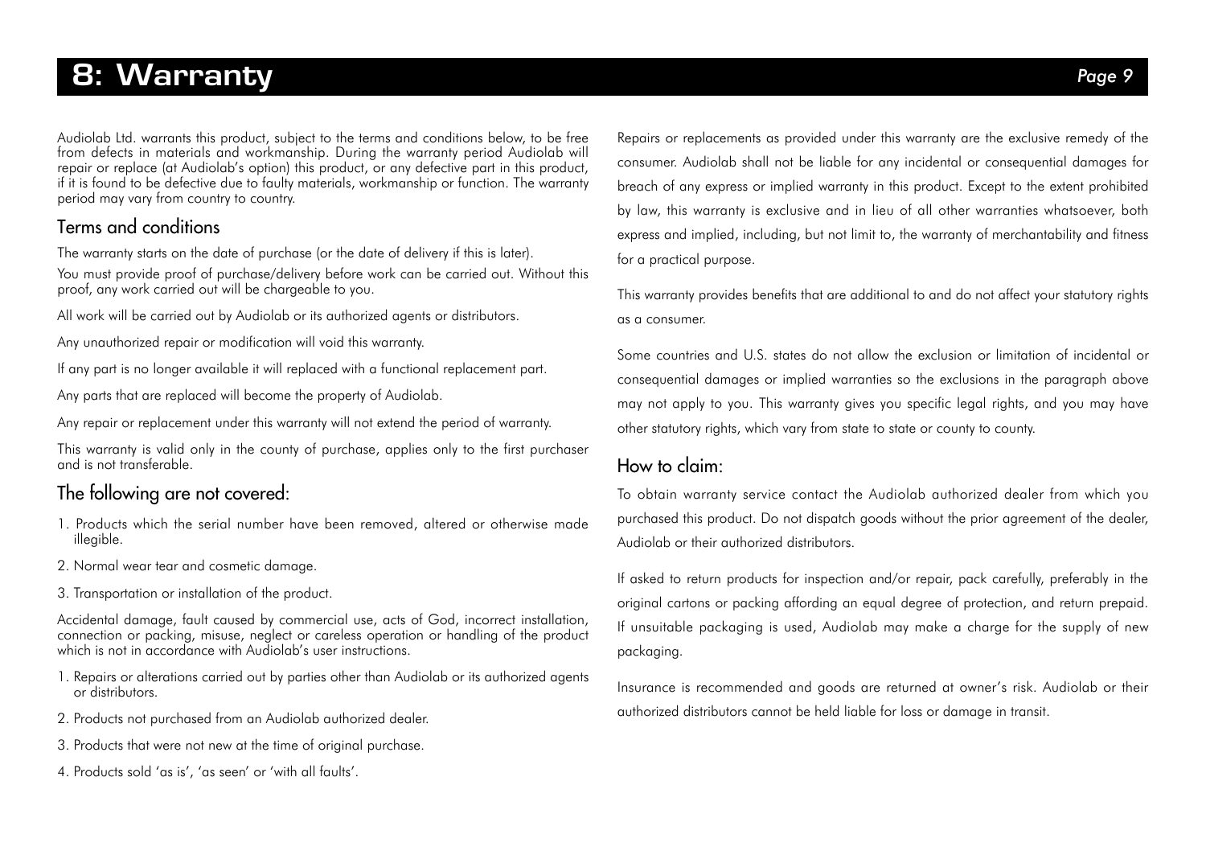# 8: Warranty

Audiolab Ltd. warrants this product, subject to the terms and conditions below, to be free from defects in materials and workmanship. During the warranty period Audiolab will repair or replace (at Audiolab's option) this product, or any defective part in this product, if it is found to be defective due to faulty materials, workmanship or function. The warranty period may vary from country to country.

## Terms and conditions

The warranty starts on the date of purchase (or the date of delivery if this is later).

You must provide proof of purchase/delivery before work can be carried out. Without this proof, any work carried out will be chargeable to you.

All work will be carried out by Audiolab or its authorized agents or distributors.

Any unauthorized repair or modification will void this warranty.

If any part is no longer available it will replaced with a functional replacement part.

Any parts that are replaced will become the property of Audiolab.

Any repair or replacement under this warranty will not extend the period of warranty.

This warranty is valid only in the county of purchase, applies only to the first purchaser and is not transferable.

## The following are not covered:

1. Products which the serial number have been removed, altered or otherwise made illegible.
2. Normal wear tear and cosmetic damage.
3. Transportation or installation of the product.

Accidental damage, fault caused by commercial use, acts of God, incorrect installation, connection or packing, misuse, neglect or careless operation or handling of the product which is not in accordance with Audiolab's user instructions.

1. Repairs or alterations carried out by parties other than Audiolab or its authorized agents or distributors.
2. Products not purchased from an Audiolab authorized dealer.
3. Products that were not new at the time of original purchase.
4. Products sold 'as is', 'as seen' or 'with all faults'.

Repairs or replacements as provided under this warranty are the exclusive remedy of the consumer. Audiolab shall not be liable for any incidental or consequential damages for breach of any express or implied warranty in this product. Except to the extent prohibited by law, this warranty is exclusive and in lieu of all other warranties whatsoever, both express and implied, including, but not limit to, the warranty of merchantability and fitness for a practical purpose.

This warranty provides benefits that are additional to and do not affect your statutory rights as a consumer.

Some countries and U.S. states do not allow the exclusion or limitation of incidental or consequential damages or implied warranties so the exclusions in the paragraph above may not apply to you. This warranty gives you specific legal rights, and you may have other statutory rights, which vary from state to state or county to county.

## How to claim:

To obtain warranty service contact the Audiolab authorized dealer from which you purchased this product. Do not dispatch goods without the prior agreement of the dealer, Audiolab or their authorized distributors.

If asked to return products for inspection and/or repair, pack carefully, preferably in the original cartons or packing affording an equal degree of protection, and return prepaid. If unsuitable packaging is used, Audiolab may make a charge for the supply of new packaging.

Insurance is recommended and goods are returned at owner's risk. Audiolab or their authorized distributors cannot be held liable for loss or damage in transit.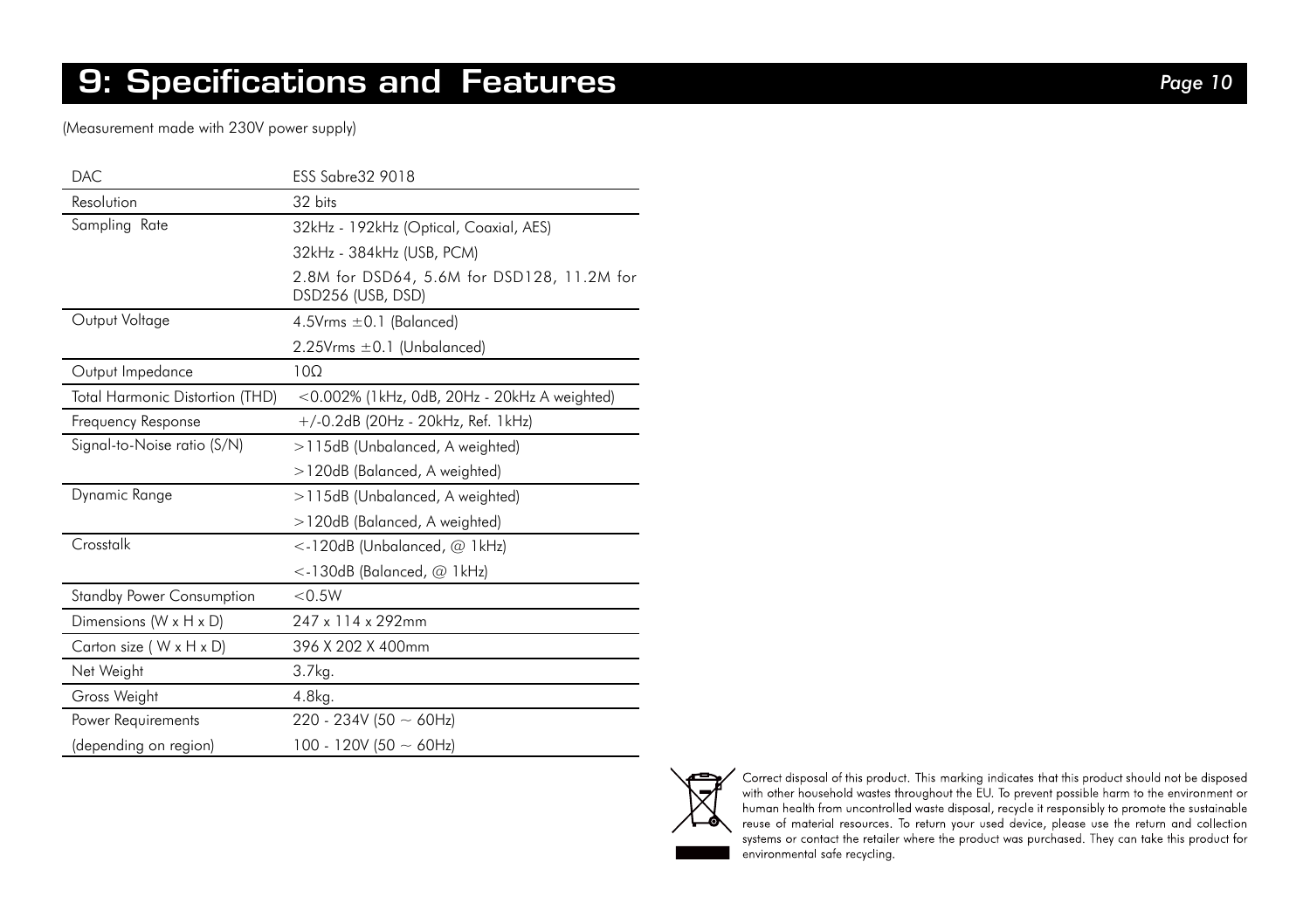# 9: Specifications and Features

(Measurement made with 230V power supply)

| | |
|---|---|
| DAC | ESS Sabre32 9018 |
| Resolution | 32 bits |
| Sampling Rate | 32kHz - 192kHz (Optical, Coaxial, AES) |
| | 32kHz - 384kHz (USB, PCM) |
| | 2.8M for DSD64, 5.6M for DSD128, 11.2M for DSD256 (USB, DSD) |
| Output Voltage | 4.5Vrms ±0.1 (Balanced) |
| | 2.25Vrms ±0.1 (Unbalanced) |
| Output Impedance | 10Ω |
| Total Harmonic Distortion (THD) | <0.002% (1kHz, 0dB, 20Hz - 20kHz A weighted) |
| Frequency Response | +/-0.2dB (20Hz - 20kHz, Ref. 1kHz) |
| Signal-to-Noise ratio (S/N) | >115dB (Unbalanced, A weighted) |
| | >120dB (Balanced, A weighted) |
| Dynamic Range | >115dB (Unbalanced, A weighted) |
| | >120dB (Balanced, A weighted) |
| Crosstalk | <-120dB (Unbalanced, @ 1kHz) |
| | <-130dB (Balanced, @ 1kHz) |
| Standby Power Consumption | <0.5W |
| Dimensions (W x H x D) | 247 x 114 x 292mm |
| Carton size ( W x H x D) | 396 X 202 X 400mm |
| Net Weight | 3.7kg. |
| Gross Weight | 4.8kg. |
| Power Requirements | 220 - 234V (50 ~ 60Hz) |
| (depending on region) | 100 - 120V (50 ~ 60Hz) |

Correct disposal of this product. This marking indicates that this product should not be disposed with other household wastes throughout the EU. To prevent possible harm to the environment or human health from uncontrolled waste disposal, recycle it responsibly to promote the sustainable reuse of material resources. To return your used device, please use the return and collection systems or contact the retailer where the product was purchased. They can take this product for environmental safe recycling.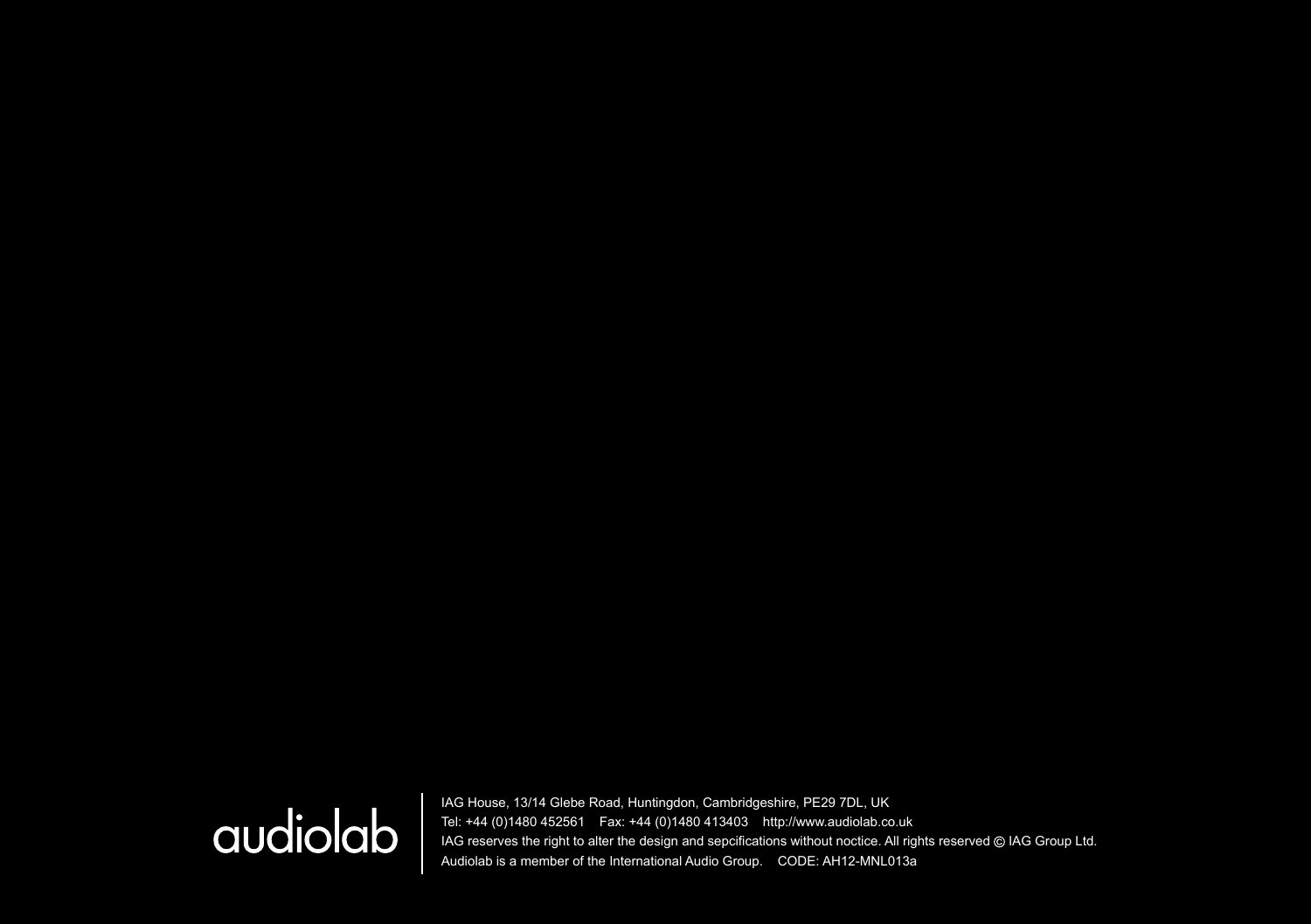audiolab

IAG House, 13/14 Glebe Road, Huntingdon, Cambridgeshire, PE29 7DL, UK
Tel: +44 (0)1480 452561    Fax: +44 (0)1480 413403    http://www.audiolab.co.uk
IAG reserves the right to alter the design and sepcifications without noctice. All rights reserved © IAG Group Ltd.
Audiolab is a member of the International Audio Group.    CODE: AH12-MNL013a